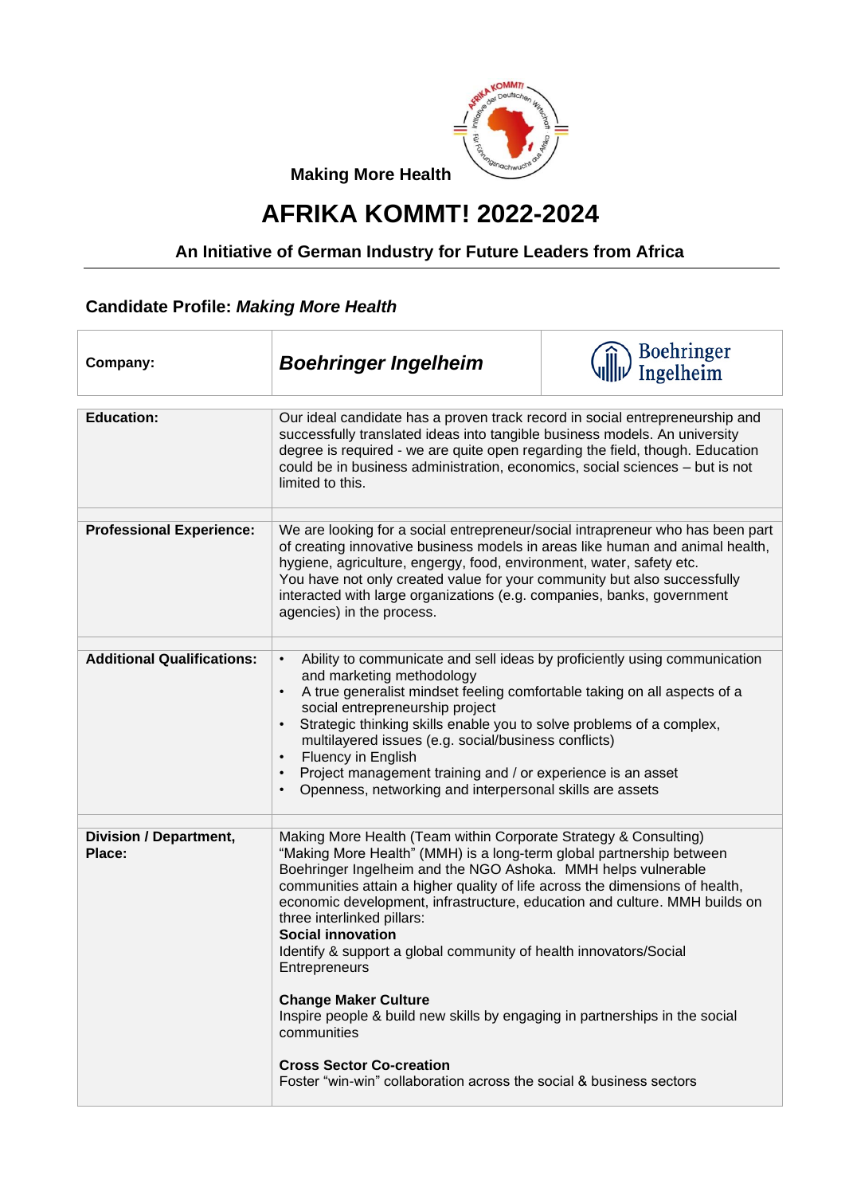**Making More Health**

# AFRIKA KOMMT! 2022-2024

## An Initiative of German Industry for Future Leaders from Africa

### Candidate Profile: *Making More Health*

| Company: | ***Boehringer Ingelheim*** | Boehringer Ingelheim |
|---|---|---|

| | |
|---|---|
| **Education:** | Our ideal candidate has a proven track record in social entrepreneurship and successfully translated ideas into tangible business models. An university degree is required - we are quite open regarding the field, though. Education could be in business administration, economics, social sciences – but is not limited to this. |
| **Professional Experience:** | We are looking for a social entrepreneur/social intrapreneur who has been part of creating innovative business models in areas like human and animal health, hygiene, agriculture, engergy, food, environment, water, safety etc.<br>You have not only created value for your community but also successfully interacted with large organizations (e.g. companies, banks, government agencies) in the process. |
| **Additional Qualifications:** | • Ability to communicate and sell ideas by proficiently using communication and marketing methodology<br>• A true generalist mindset feeling comfortable taking on all aspects of a social entrepreneurship project<br>• Strategic thinking skills enable you to solve problems of a complex, multilayered issues (e.g. social/business conflicts)<br>• Fluency in English<br>• Project management training and / or experience is an asset<br>• Openness, networking and interpersonal skills are assets |
| **Division / Department, Place:** | Making More Health (Team within Corporate Strategy & Consulting)<br>"Making More Health" (MMH) is a long-term global partnership between Boehringer Ingelheim and the NGO Ashoka. MMH helps vulnerable communities attain a higher quality of life across the dimensions of health, economic development, infrastructure, education and culture. MMH builds on three interlinked pillars:<br>**Social innovation**<br>Identify & support a global community of health innovators/Social Entrepreneurs<br><br>**Change Maker Culture**<br>Inspire people & build new skills by engaging in partnerships in the social communities<br><br>**Cross Sector Co-creation**<br>Foster "win-win" collaboration across the social & business sectors |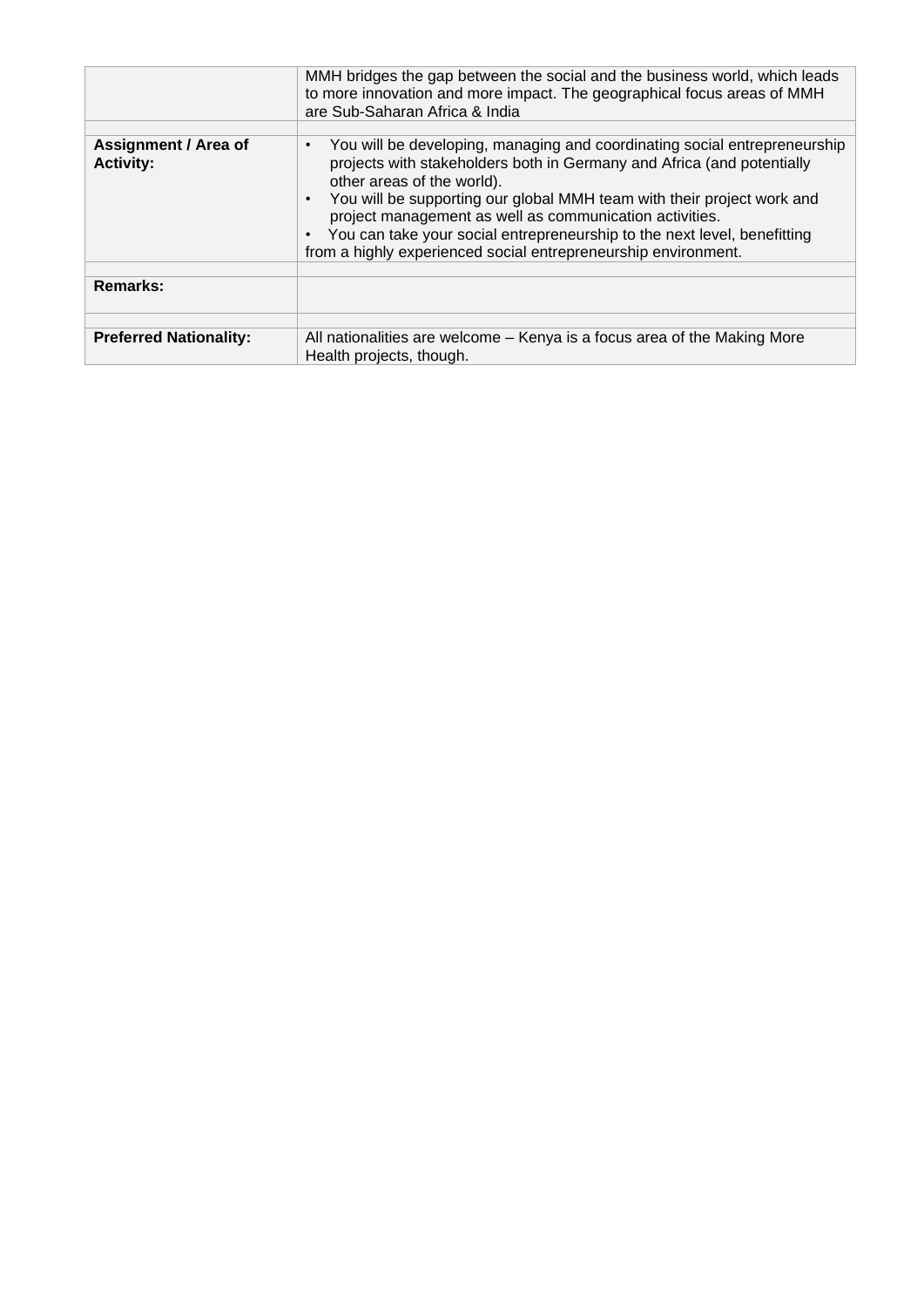| | |
|---|---|
| | MMH bridges the gap between the social and the business world, which leads to more innovation and more impact. The geographical focus areas of MMH are Sub-Saharan Africa & India |
| | |
| **Assignment / Area of Activity:** | • You will be developing, managing and coordinating social entrepreneurship projects with stakeholders both in Germany and Africa (and potentially other areas of the world).<br>• You will be supporting our global MMH team with their project work and project management as well as communication activities.<br>• You can take your social entrepreneurship to the next level, benefitting from a highly experienced social entrepreneurship environment. |
| | |
| **Remarks:** | |
| | |
| **Preferred Nationality:** | All nationalities are welcome – Kenya is a focus area of the Making More Health projects, though. |